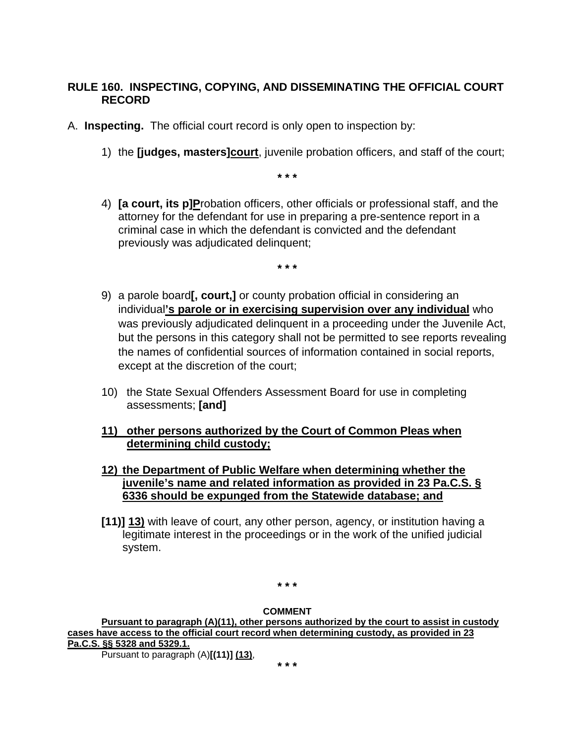**RULE 160. INSPECTING, COPYING, AND DISSEMINATING THE OFFICIAL COURT RECORD**

A. **Inspecting.** The official court record is only open to inspection by:

1) the **[judges, masters]<u>court</u>**, juvenile probation officers, and staff of the court;

\* \* \*

4) **[a court, its p]<u>P</u>**robation officers, other officials or professional staff, and the attorney for the defendant for use in preparing a pre-sentence report in a criminal case in which the defendant is convicted and the defendant previously was adjudicated delinquent;

\* \* \*

9) a parole board**[, court,]** or county probation official in considering an individual**<u>'s parole or in exercising supervision over any individual</u>** who was previously adjudicated delinquent in a proceeding under the Juvenile Act, but the persons in this category shall not be permitted to see reports revealing the names of confidential sources of information contained in social reports, except at the discretion of the court;

10) the State Sexual Offenders Assessment Board for use in completing assessments; **[and]**

**<u>11) other persons authorized by the Court of Common Pleas when determining child custody;</u>**

**<u>12) the Department of Public Welfare when determining whether the juvenile's name and related information as provided in 23 Pa.C.S. § 6336 should be expunged from the Statewide database; and</u>**

**[11)] <u>13)</u>** with leave of court, any other person, agency, or institution having a legitimate interest in the proceedings or in the work of the unified judicial system.

\* \* \*

**COMMENT**

**<u>Pursuant to paragraph (A)(11), other persons authorized by the court to assist in custody cases have access to the official court record when determining custody, as provided in 23 Pa.C.S. §§ 5328 and 5329.1.</u>**

Pursuant to paragraph (A)**[(11)] <u>(13)</u>**,

\* \* \*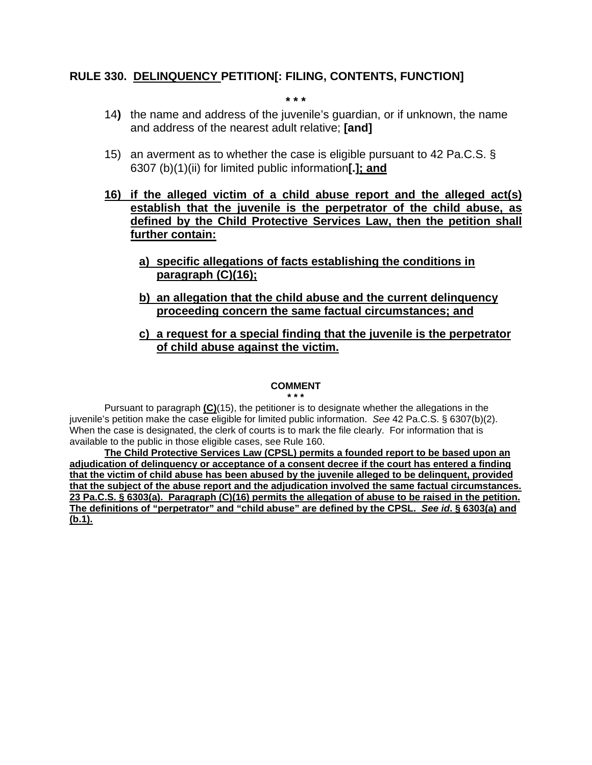**RULE 330. <u>DELINQUENCY</u> PETITION[: FILING, CONTENTS, FUNCTION]**

*** 

14**)** the name and address of the juvenile's guardian, or if unknown, the name and address of the nearest adult relative; **[and]**

15) an averment as to whether the case is eligible pursuant to 42 Pa.C.S. § 6307 (b)(1)(ii) for limited public information**[.]<u>; and</u>**

**<u>16) if the alleged victim of a child abuse report and the alleged act(s) establish that the juvenile is the perpetrator of the child abuse, as defined by the Child Protective Services Law, then the petition shall further contain:</u>**

**<u>a) specific allegations of facts establishing the conditions in paragraph (C)(16);</u>**

**<u>b) an allegation that the child abuse and the current delinquency proceeding concern the same factual circumstances; and</u>**

**<u>c) a request for a special finding that the juvenile is the perpetrator of child abuse against the victim.</u>**

**COMMENT**

*** 

Pursuant to paragraph **<u>(C)</u>**(15), the petitioner is to designate whether the allegations in the juvenile's petition make the case eligible for limited public information. *See* 42 Pa.C.S. § 6307(b)(2). When the case is designated, the clerk of courts is to mark the file clearly. For information that is available to the public in those eligible cases, see Rule 160.

**<u>The Child Protective Services Law (CPSL) permits a founded report to be based upon an adjudication of delinquency or acceptance of a consent decree if the court has entered a finding that the victim of child abuse has been abused by the juvenile alleged to be delinquent, provided that the subject of the abuse report and the adjudication involved the same factual circumstances. 23 Pa.C.S. § 6303(a). Paragraph (C)(16) permits the allegation of abuse to be raised in the petition. The definitions of "perpetrator" and "child abuse" are defined by the CPSL. *See id*. § 6303(a) and (b.1).</u>**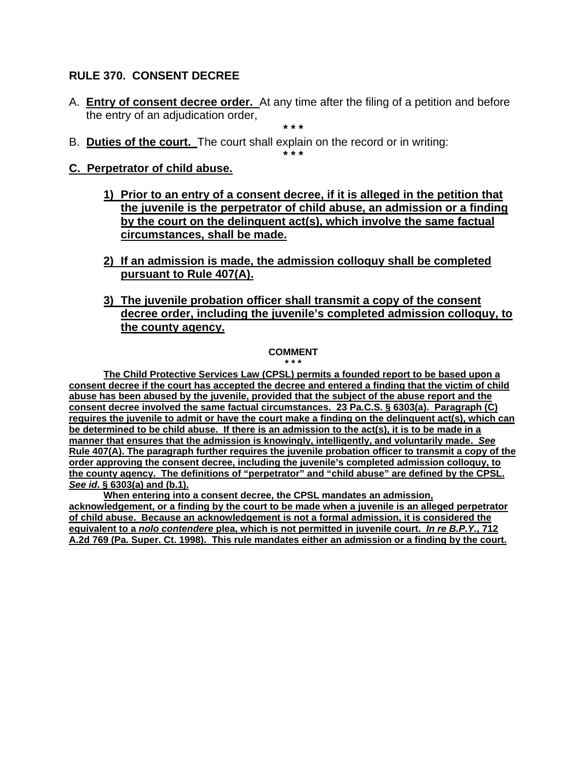### RULE 370. CONSENT DECREE

A. **Entry of consent decree order.** At any time after the filing of a petition and before the entry of an adjudication order,

\* \* \*

B. **Duties of the court.** The court shall explain on the record or in writing:

\* \* \*

**C. Perpetrator of child abuse.**

1) **Prior to an entry of a consent decree, if it is alleged in the petition that the juvenile is the perpetrator of child abuse, an admission or a finding by the court on the delinquent act(s), which involve the same factual circumstances, shall be made.**

2) **If an admission is made, the admission colloquy shall be completed pursuant to Rule 407(A).**

3) **The juvenile probation officer shall transmit a copy of the consent decree order, including the juvenile's completed admission colloquy, to the county agency.**

**COMMENT**

\* \* \*

**The Child Protective Services Law (CPSL) permits a founded report to be based upon a consent decree if the court has accepted the decree and entered a finding that the victim of child abuse has been abused by the juvenile, provided that the subject of the abuse report and the consent decree involved the same factual circumstances. 23 Pa.C.S. § 6303(a). Paragraph (C) requires the juvenile to admit or have the court make a finding on the delinquent act(s), which can be determined to be child abuse. If there is an admission to the act(s), it is to be made in a manner that ensures that the admission is knowingly, intelligently, and voluntarily made. *See* Rule 407(A). The paragraph further requires the juvenile probation officer to transmit a copy of the order approving the consent decree, including the juvenile's completed admission colloquy, to the county agency. The definitions of "perpetrator" and "child abuse" are defined by the CPSL. *See id*. § 6303(a) and (b.1).**

**When entering into a consent decree, the CPSL mandates an admission, acknowledgement, or a finding by the court to be made when a juvenile is an alleged perpetrator of child abuse. Because an acknowledgement is not a formal admission, it is considered the equivalent to a *nolo contendere* plea, which is not permitted in juvenile court. *In re B.P.Y.*, 712 A.2d 769 (Pa. Super. Ct. 1998). This rule mandates either an admission or a finding by the court.**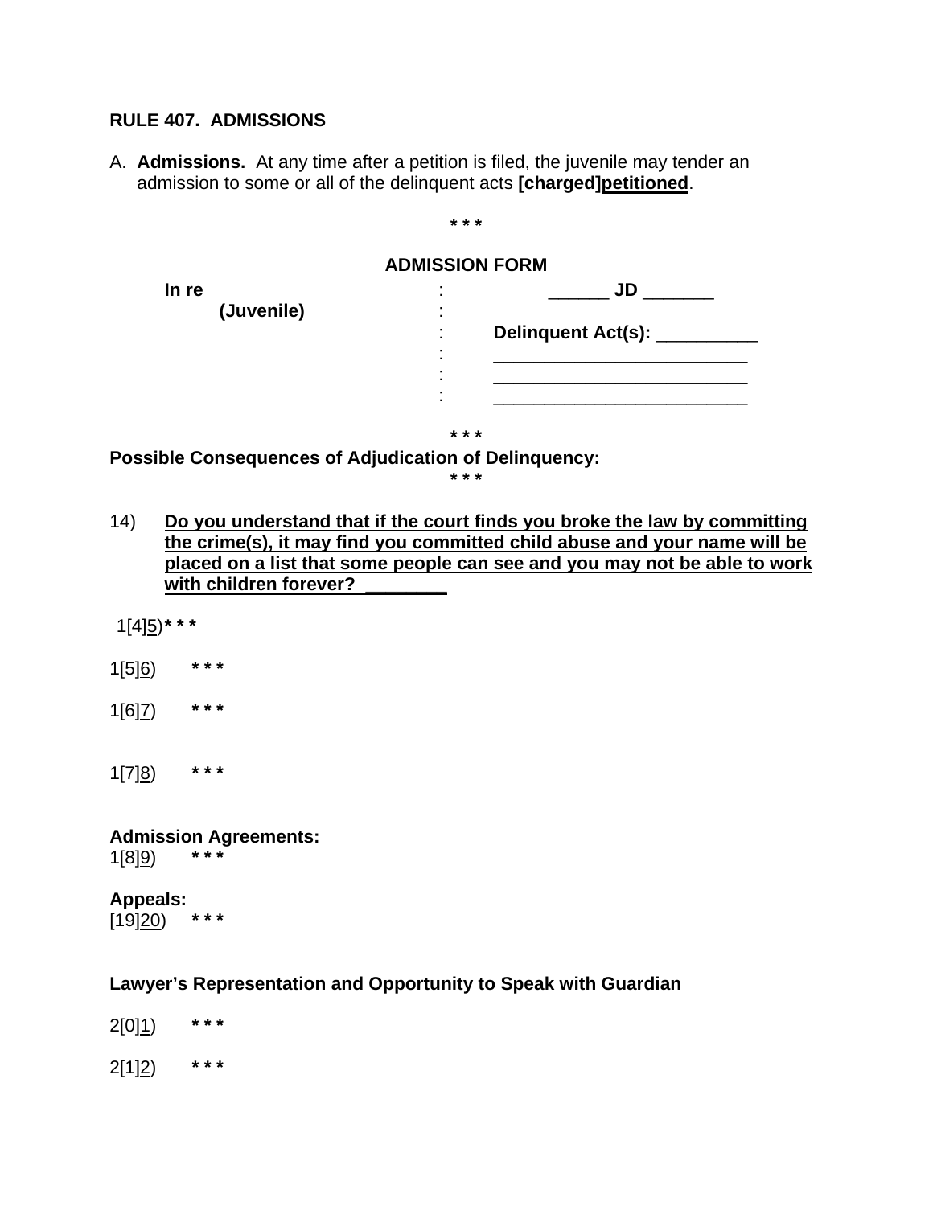**RULE 407.  ADMISSIONS**

A. **Admissions.** At any time after a petition is filed, the juvenile may tender an admission to some or all of the delinquent acts **[charged]<u>petitioned</u>**.

**\* \* \***

**ADMISSION FORM**

| | | |
|---|---|---|
| **In re** | : | ______ **JD** _______ |
| **(Juvenile)** | : | |
| | : | **Delinquent Act(s):** __________ |
| | : | __________________________ |
| | : | __________________________ |
| | : | __________________________ |

**\* \* \***

**Possible Consequences of Adjudication of Delinquency:**

**\* \* \***

14) **<u>Do you understand that if the court finds you broke the law by committing the crime(s), it may find you committed child abuse and your name will be placed on a list that some people can see and you may not be able to work with children forever? ________</u>**

1[4]<u>5</u>) **\* \* \***

1[5]<u>6</u>) **\* \* \***

1[6]<u>7</u>) **\* \* \***

1[7]<u>8</u>) **\* \* \***

**Admission Agreements:**

1[8]<u>9</u>) **\* \* \***

**Appeals:**

[19]<u>20</u>) **\* \* \***

**Lawyer's Representation and Opportunity to Speak with Guardian**

2[0]<u>1</u>) **\* \* \***

2[1]<u>2</u>) **\* \* \***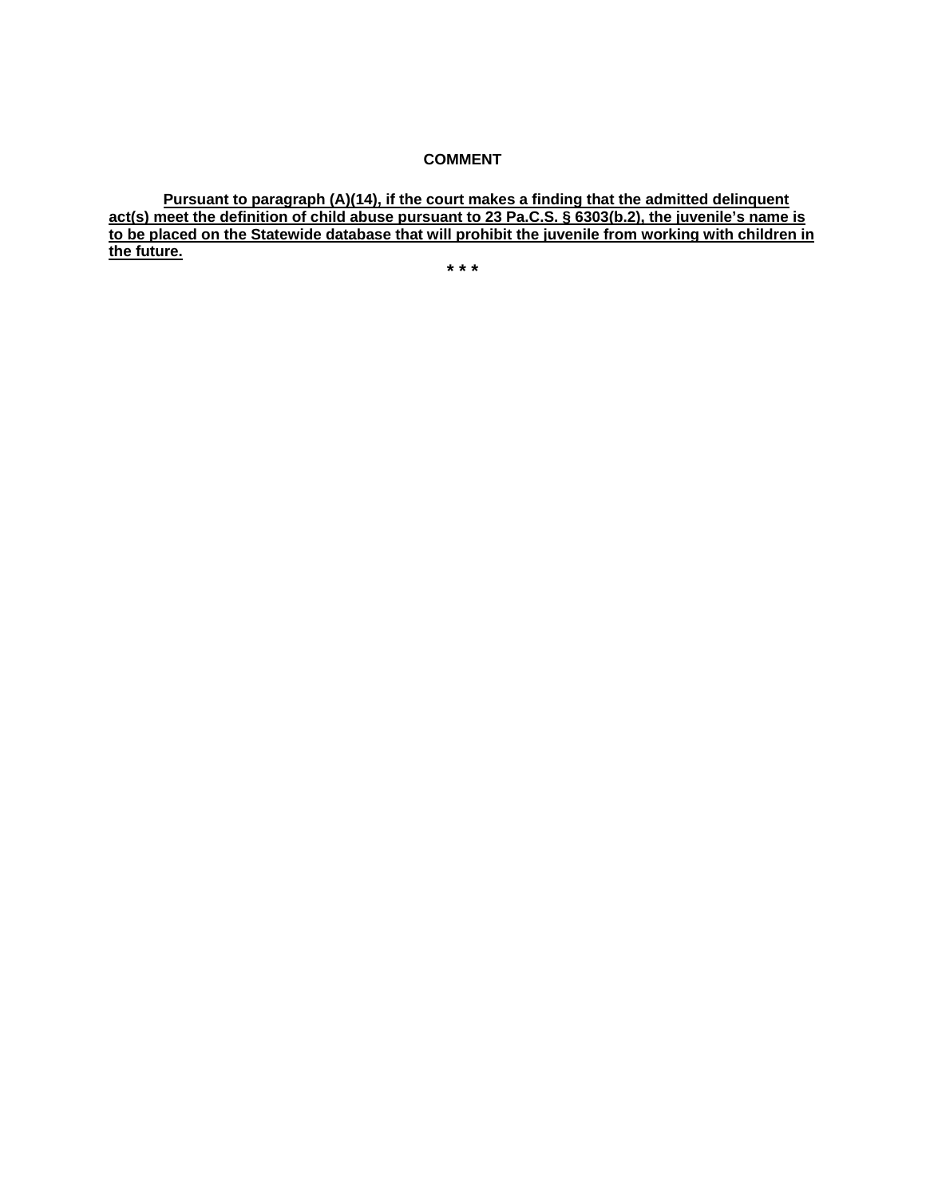**COMMENT**

<u>**Pursuant to paragraph (A)(14), if the court makes a finding that the admitted delinquent act(s) meet the definition of child abuse pursuant to 23 Pa.C.S. § 6303(b.2), the juvenile's name is to be placed on the Statewide database that will prohibit the juvenile from working with children in the future.**</u>

**\* \* \***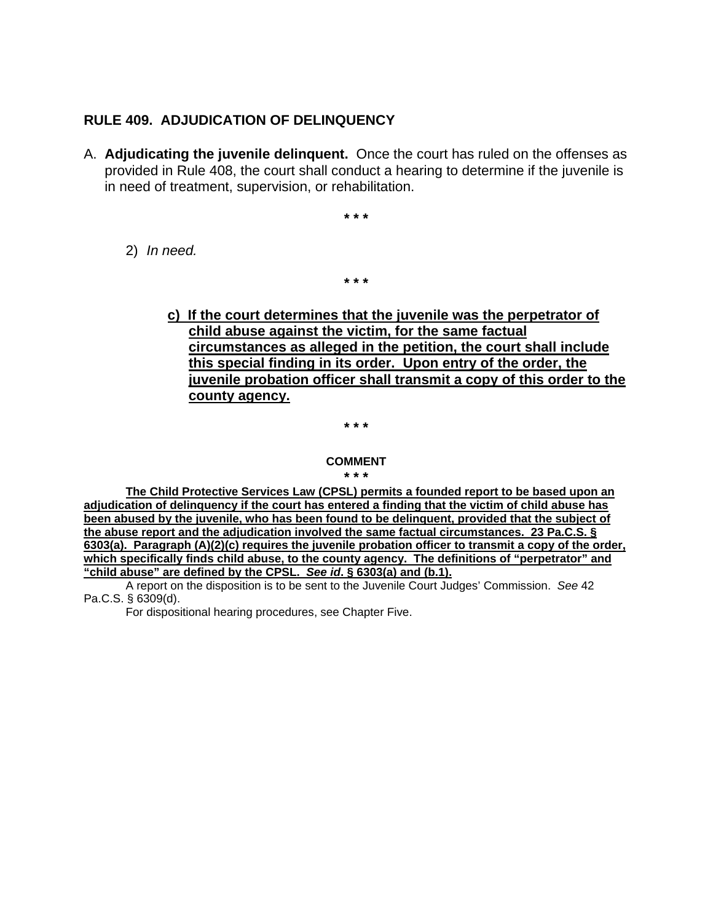## RULE 409. ADJUDICATION OF DELINQUENCY

A. **Adjudicating the juvenile delinquent.** Once the court has ruled on the offenses as provided in Rule 408, the court shall conduct a hearing to determine if the juvenile is in need of treatment, supervision, or rehabilitation.

\* \* \*

2) *In need.*

\* \* \*

**c) If the court determines that the juvenile was the perpetrator of child abuse against the victim, for the same factual circumstances as alleged in the petition, the court shall include this special finding in its order. Upon entry of the order, the juvenile probation officer shall transmit a copy of this order to the county agency.**

\* \* \*

**COMMENT**

\* \* \*

**The Child Protective Services Law (CPSL) permits a founded report to be based upon an adjudication of delinquency if the court has entered a finding that the victim of child abuse has been abused by the juvenile, who has been found to be delinquent, provided that the subject of the abuse report and the adjudication involved the same factual circumstances. 23 Pa.C.S. § 6303(a). Paragraph (A)(2)(c) requires the juvenile probation officer to transmit a copy of the order, which specifically finds child abuse, to the county agency. The definitions of "perpetrator" and "child abuse" are defined by the CPSL. *See id*. § 6303(a) and (b.1).**

A report on the disposition is to be sent to the Juvenile Court Judges' Commission. *See* 42 Pa.C.S. § 6309(d).

For dispositional hearing procedures, see Chapter Five.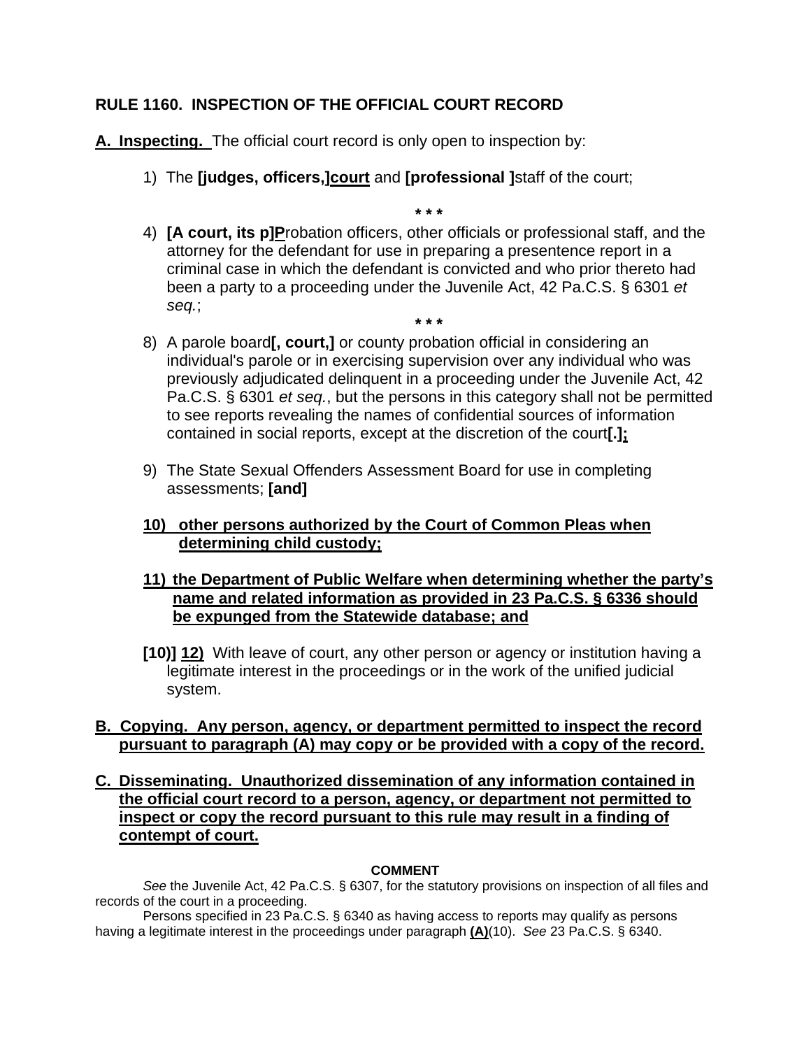**RULE 1160. INSPECTION OF THE OFFICIAL COURT RECORD**

**A. Inspecting.** The official court record is only open to inspection by:

1) The **[judges, officers,]court** and **[professional ]**staff of the court;

\* \* \*

4) **[A court, its p]P**robation officers, other officials or professional staff, and the attorney for the defendant for use in preparing a presentence report in a criminal case in which the defendant is convicted and who prior thereto had been a party to a proceeding under the Juvenile Act, 42 Pa.C.S. § 6301 *et seq.*;

\* \* \*

8) A parole board**[, court,]** or county probation official in considering an individual's parole or in exercising supervision over any individual who was previously adjudicated delinquent in a proceeding under the Juvenile Act, 42 Pa.C.S. § 6301 *et seq.*, but the persons in this category shall not be permitted to see reports revealing the names of confidential sources of information contained in social reports, except at the discretion of the court**[.];**

9) The State Sexual Offenders Assessment Board for use in completing assessments; **[and]**

**10) other persons authorized by the Court of Common Pleas when determining child custody;**

**11) the Department of Public Welfare when determining whether the party's name and related information as provided in 23 Pa.C.S. § 6336 should be expunged from the Statewide database; and**

**[10)] 12)** With leave of court, any other person or agency or institution having a legitimate interest in the proceedings or in the work of the unified judicial system.

**B. Copying. Any person, agency, or department permitted to inspect the record pursuant to paragraph (A) may copy or be provided with a copy of the record.**

**C. Disseminating. Unauthorized dissemination of any information contained in the official court record to a person, agency, or department not permitted to inspect or copy the record pursuant to this rule may result in a finding of contempt of court.**

**COMMENT**

*See* the Juvenile Act, 42 Pa.C.S. § 6307, for the statutory provisions on inspection of all files and records of the court in a proceeding.

Persons specified in 23 Pa.C.S. § 6340 as having access to reports may qualify as persons having a legitimate interest in the proceedings under paragraph **(A)**(10). *See* 23 Pa.C.S. § 6340.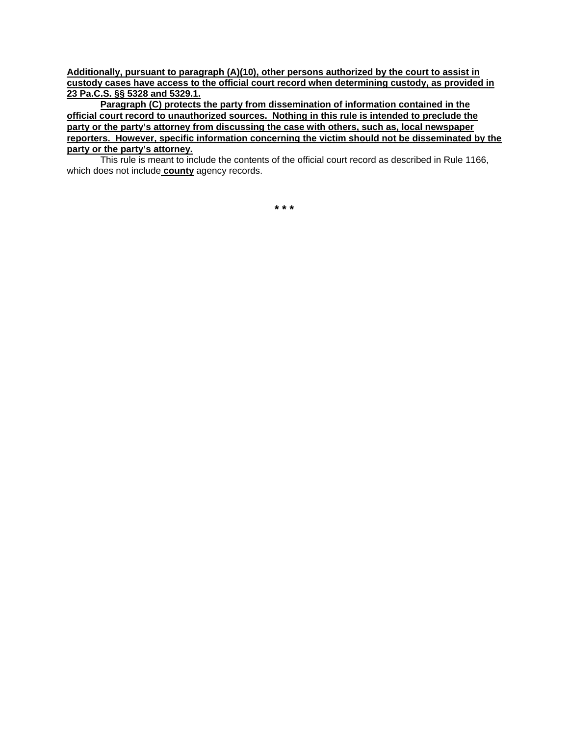**Additionally, pursuant to paragraph (A)(10), other persons authorized by the court to assist in custody cases have access to the official court record when determining custody, as provided in 23 Pa.C.S. §§ 5328 and 5329.1.**

**Paragraph (C) protects the party from dissemination of information contained in the official court record to unauthorized sources. Nothing in this rule is intended to preclude the party or the party's attorney from discussing the case with others, such as, local newspaper reporters. However, specific information concerning the victim should not be disseminated by the party or the party's attorney.**

This rule is meant to include the contents of the official court record as described in Rule 1166, which does not include **county** agency records.

\* \* \*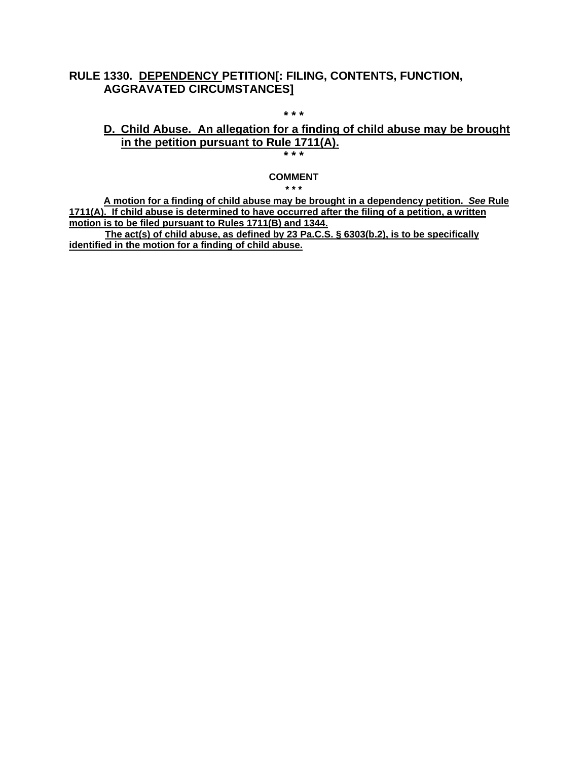**RULE 1330. DEPENDENCY PETITION[: FILING, CONTENTS, FUNCTION, AGGRAVATED CIRCUMSTANCES]**

\* \* \*

**D. Child Abuse. An allegation for a finding of child abuse may be brought in the petition pursuant to Rule 1711(A).**

\* \* \*

**COMMENT**

\* \* \*

**A motion for a finding of child abuse may be brought in a dependency petition. *See* Rule 1711(A). If child abuse is determined to have occurred after the filing of a petition, a written motion is to be filed pursuant to Rules 1711(B) and 1344.**

**The act(s) of child abuse, as defined by 23 Pa.C.S. § 6303(b.2), is to be specifically identified in the motion for a finding of child abuse.**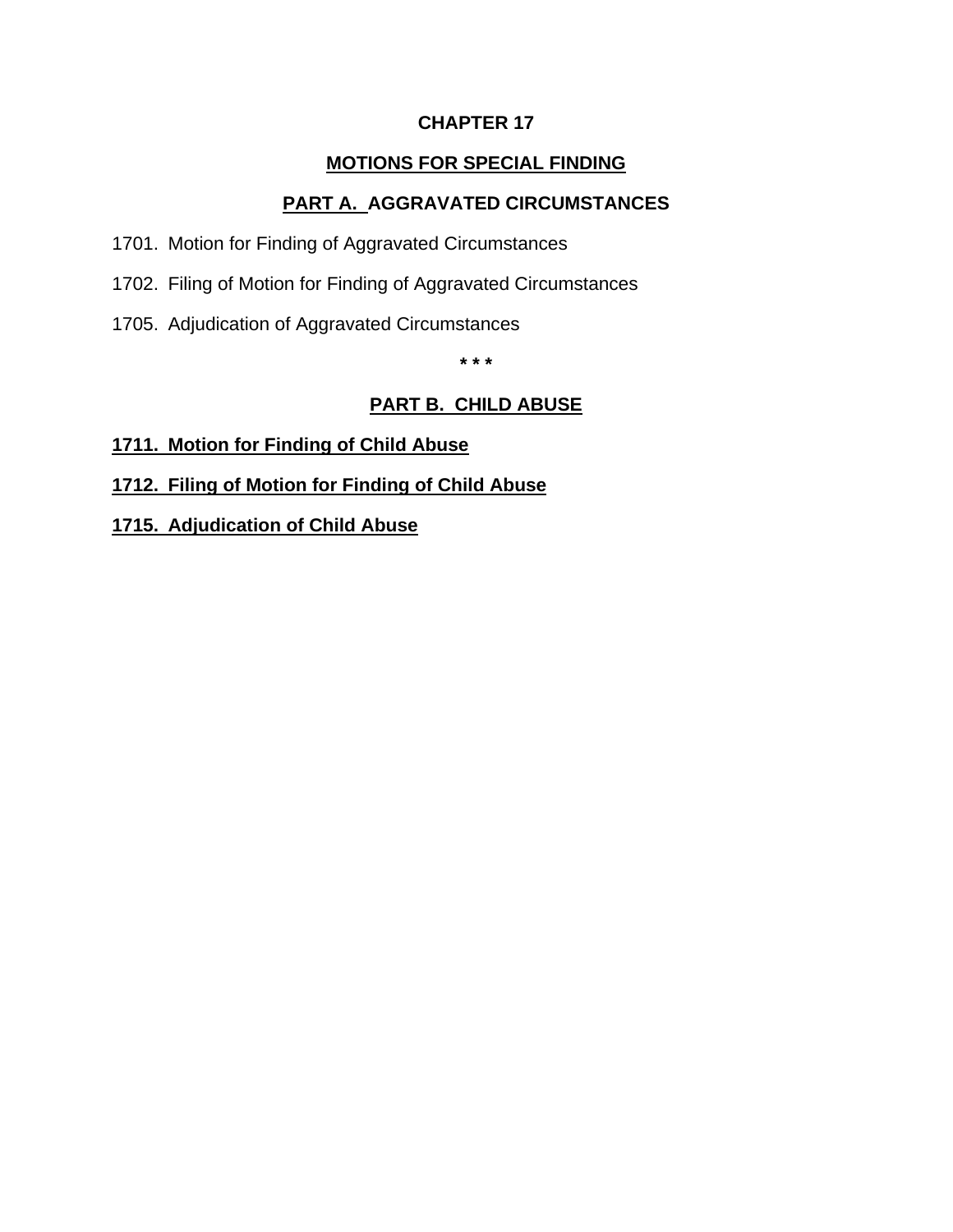# CHAPTER 17

## MOTIONS FOR SPECIAL FINDING

### PART A. AGGRAVATED CIRCUMSTANCES

1701. Motion for Finding of Aggravated Circumstances

1702. Filing of Motion for Finding of Aggravated Circumstances

1705. Adjudication of Aggravated Circumstances

\* \* \*

### PART B. CHILD ABUSE

**1711. Motion for Finding of Child Abuse**

**1712. Filing of Motion for Finding of Child Abuse**

**1715. Adjudication of Child Abuse**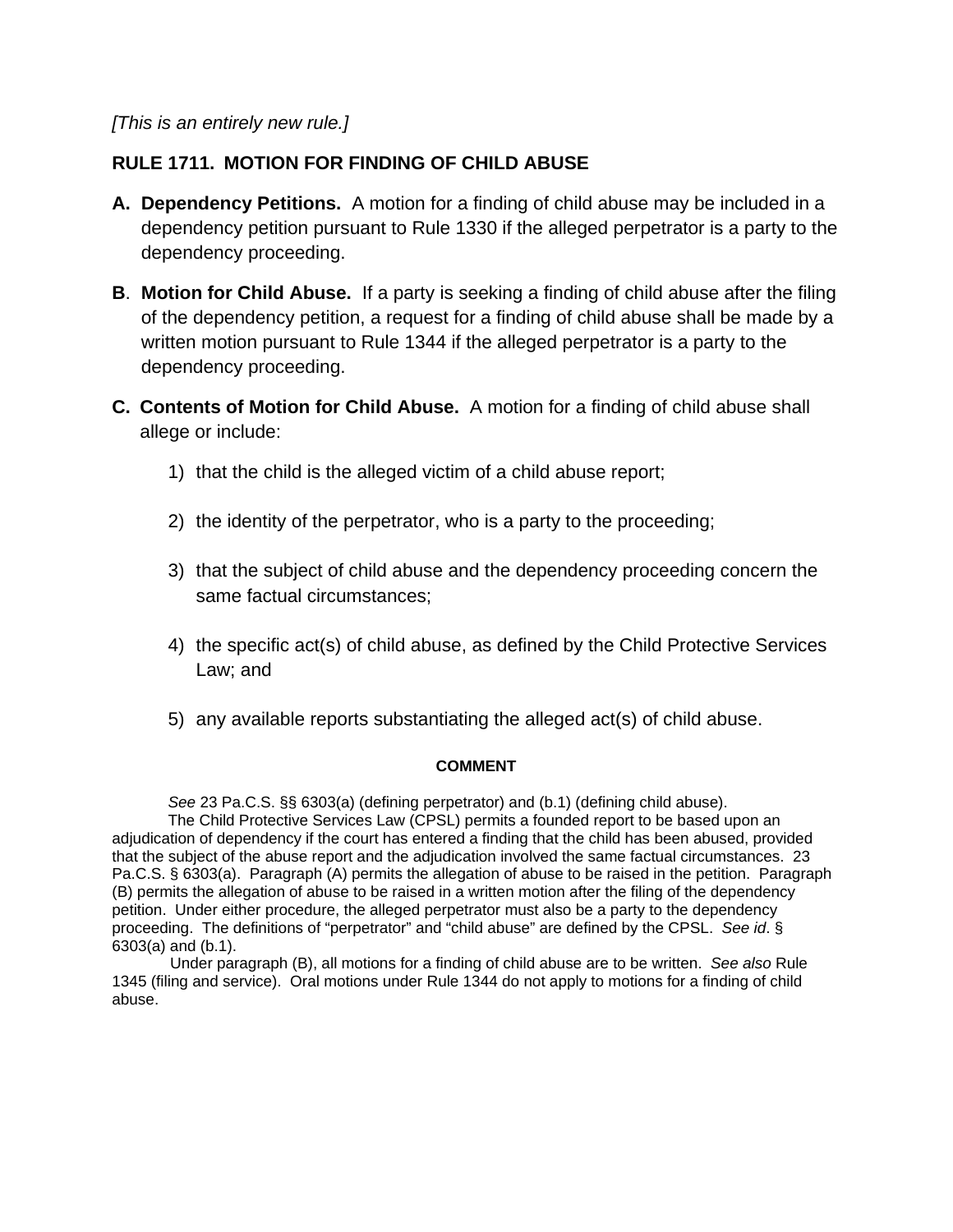*[This is an entirely new rule.]*

## RULE 1711. MOTION FOR FINDING OF CHILD ABUSE

**A. Dependency Petitions.** A motion for a finding of child abuse may be included in a dependency petition pursuant to Rule 1330 if the alleged perpetrator is a party to the dependency proceeding.

**B. Motion for Child Abuse.** If a party is seeking a finding of child abuse after the filing of the dependency petition, a request for a finding of child abuse shall be made by a written motion pursuant to Rule 1344 if the alleged perpetrator is a party to the dependency proceeding.

**C. Contents of Motion for Child Abuse.** A motion for a finding of child abuse shall allege or include:

1) that the child is the alleged victim of a child abuse report;

2) the identity of the perpetrator, who is a party to the proceeding;

3) that the subject of child abuse and the dependency proceeding concern the same factual circumstances;

4) the specific act(s) of child abuse, as defined by the Child Protective Services Law; and

5) any available reports substantiating the alleged act(s) of child abuse.

**COMMENT**

*See* 23 Pa.C.S. §§ 6303(a) (defining perpetrator) and (b.1) (defining child abuse).

The Child Protective Services Law (CPSL) permits a founded report to be based upon an adjudication of dependency if the court has entered a finding that the child has been abused, provided that the subject of the abuse report and the adjudication involved the same factual circumstances. 23 Pa.C.S. § 6303(a). Paragraph (A) permits the allegation of abuse to be raised in the petition. Paragraph (B) permits the allegation of abuse to be raised in a written motion after the filing of the dependency petition. Under either procedure, the alleged perpetrator must also be a party to the dependency proceeding. The definitions of "perpetrator" and "child abuse" are defined by the CPSL. *See id*. § 6303(a) and (b.1).

Under paragraph (B), all motions for a finding of child abuse are to be written. *See also* Rule 1345 (filing and service). Oral motions under Rule 1344 do not apply to motions for a finding of child abuse.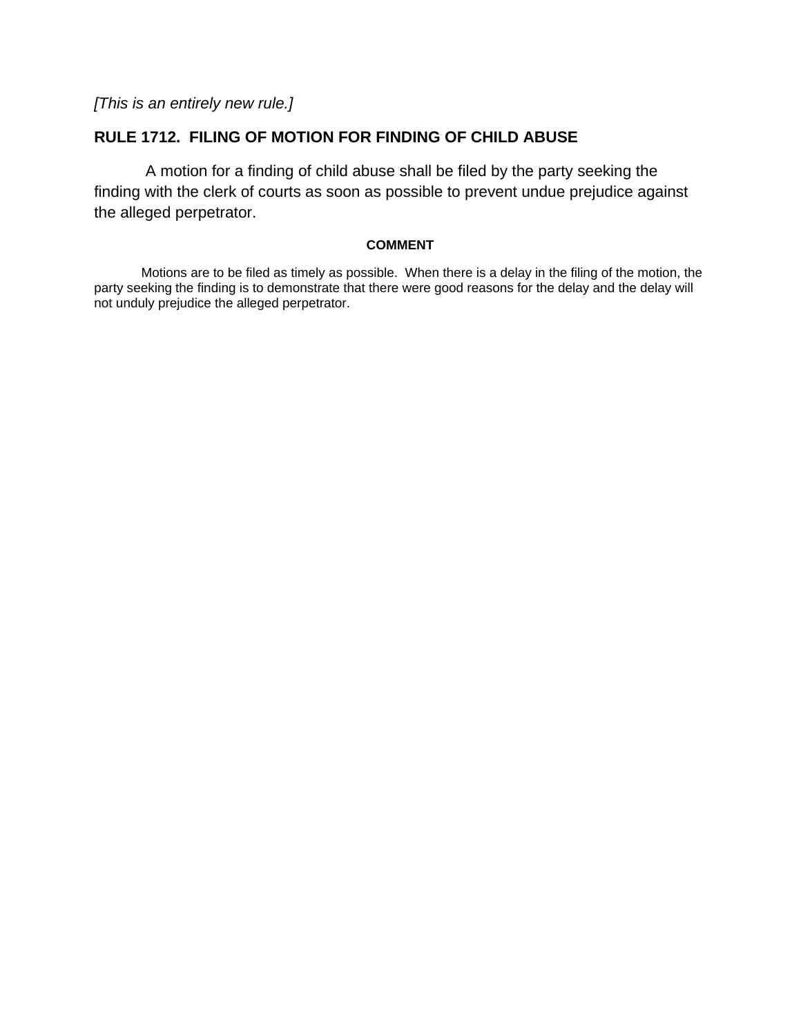*[This is an entirely new rule.]*

## RULE 1712. FILING OF MOTION FOR FINDING OF CHILD ABUSE

A motion for a finding of child abuse shall be filed by the party seeking the finding with the clerk of courts as soon as possible to prevent undue prejudice against the alleged perpetrator.

### COMMENT

Motions are to be filed as timely as possible. When there is a delay in the filing of the motion, the party seeking the finding is to demonstrate that there were good reasons for the delay and the delay will not unduly prejudice the alleged perpetrator.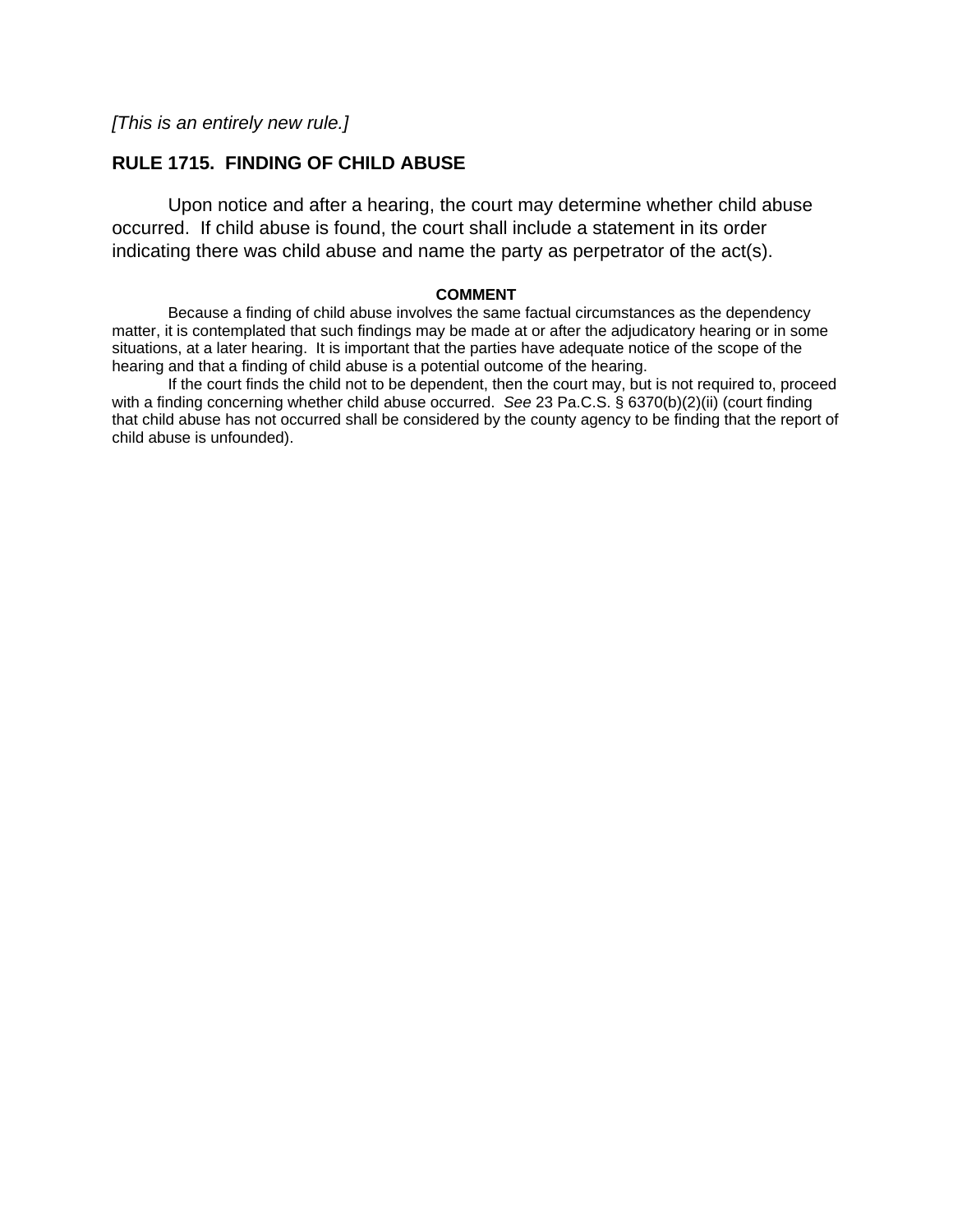*[This is an entirely new rule.]*

## RULE 1715. FINDING OF CHILD ABUSE

Upon notice and after a hearing, the court may determine whether child abuse occurred. If child abuse is found, the court shall include a statement in its order indicating there was child abuse and name the party as perpetrator of the act(s).

**COMMENT**

Because a finding of child abuse involves the same factual circumstances as the dependency matter, it is contemplated that such findings may be made at or after the adjudicatory hearing or in some situations, at a later hearing. It is important that the parties have adequate notice of the scope of the hearing and that a finding of child abuse is a potential outcome of the hearing.

If the court finds the child not to be dependent, then the court may, but is not required to, proceed with a finding concerning whether child abuse occurred. *See* 23 Pa.C.S. § 6370(b)(2)(ii) (court finding that child abuse has not occurred shall be considered by the county agency to be finding that the report of child abuse is unfounded).